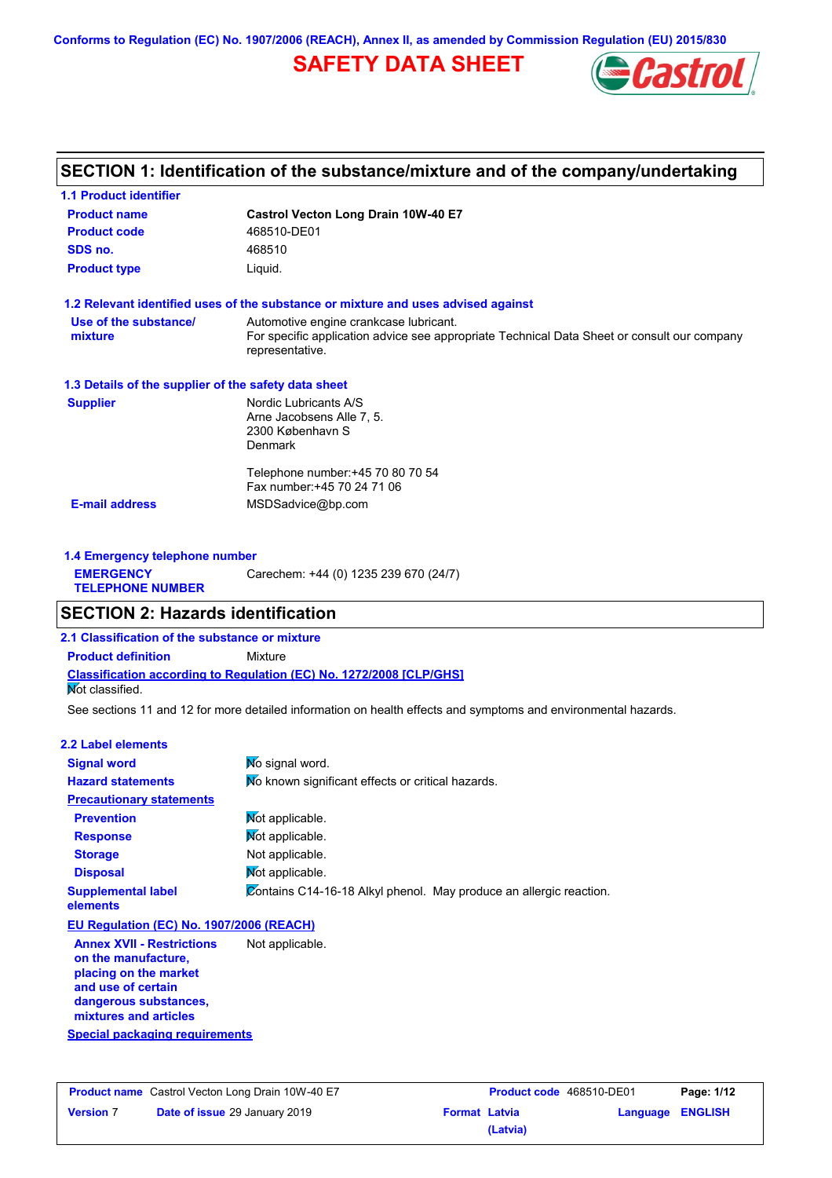Conforms to Regulation (EC) No. 1907/2006 (REACH), Annex II, as amended by Commission Regulation (EU) 2015/830

# SAFETY DATA SHEET

## SECTION 1: Identification of the substance/mixture and of the company/undertaking

### 1.1 Product identifier

| | |
|---|---|
| **Product name** | **Castrol Vecton Long Drain 10W-40 E7** |
| **Product code** | 468510-DE01 |
| **SDS no.** | 468510 |
| **Product type** | Liquid. |

### 1.2 Relevant identified uses of the substance or mixture and uses advised against

| | |
|---|---|
| **Use of the substance/ mixture** | Automotive engine crankcase lubricant. For specific application advice see appropriate Technical Data Sheet or consult our company representative. |

### 1.3 Details of the supplier of the safety data sheet

| | |
|---|---|
| **Supplier** | Nordic Lubricants A/S<br>Arne Jacobsens Alle 7, 5.<br>2300 København S<br>Denmark<br><br>Telephone number:+45 70 80 70 54<br>Fax number:+45 70 24 71 06 |
| **E-mail address** | MSDSadvice@bp.com |

### 1.4 Emergency telephone number

| | |
|---|---|
| **EMERGENCY TELEPHONE NUMBER** | Carechem: +44 (0) 1235 239 670 (24/7) |

## SECTION 2: Hazards identification

### 2.1 Classification of the substance or mixture

**Product definition** Mixture

**Classification according to Regulation (EC) No. 1272/2008 [CLP/GHS]**

Not classified.

See sections 11 and 12 for more detailed information on health effects and symptoms and environmental hazards.

### 2.2 Label elements

| | |
|---|---|
| **Signal word** | No signal word. |
| **Hazard statements** | No known significant effects or critical hazards. |
| **Precautionary statements** | |
| **Prevention** | Not applicable. |
| **Response** | Not applicable. |
| **Storage** | Not applicable. |
| **Disposal** | Not applicable. |
| **Supplemental label elements** | Contains C14-16-18 Alkyl phenol. May produce an allergic reaction. |

**EU Regulation (EC) No. 1907/2006 (REACH)**

| | |
|---|---|
| **Annex XVII - Restrictions on the manufacture, placing on the market and use of certain dangerous substances, mixtures and articles** | Not applicable. |

**Special packaging requirements**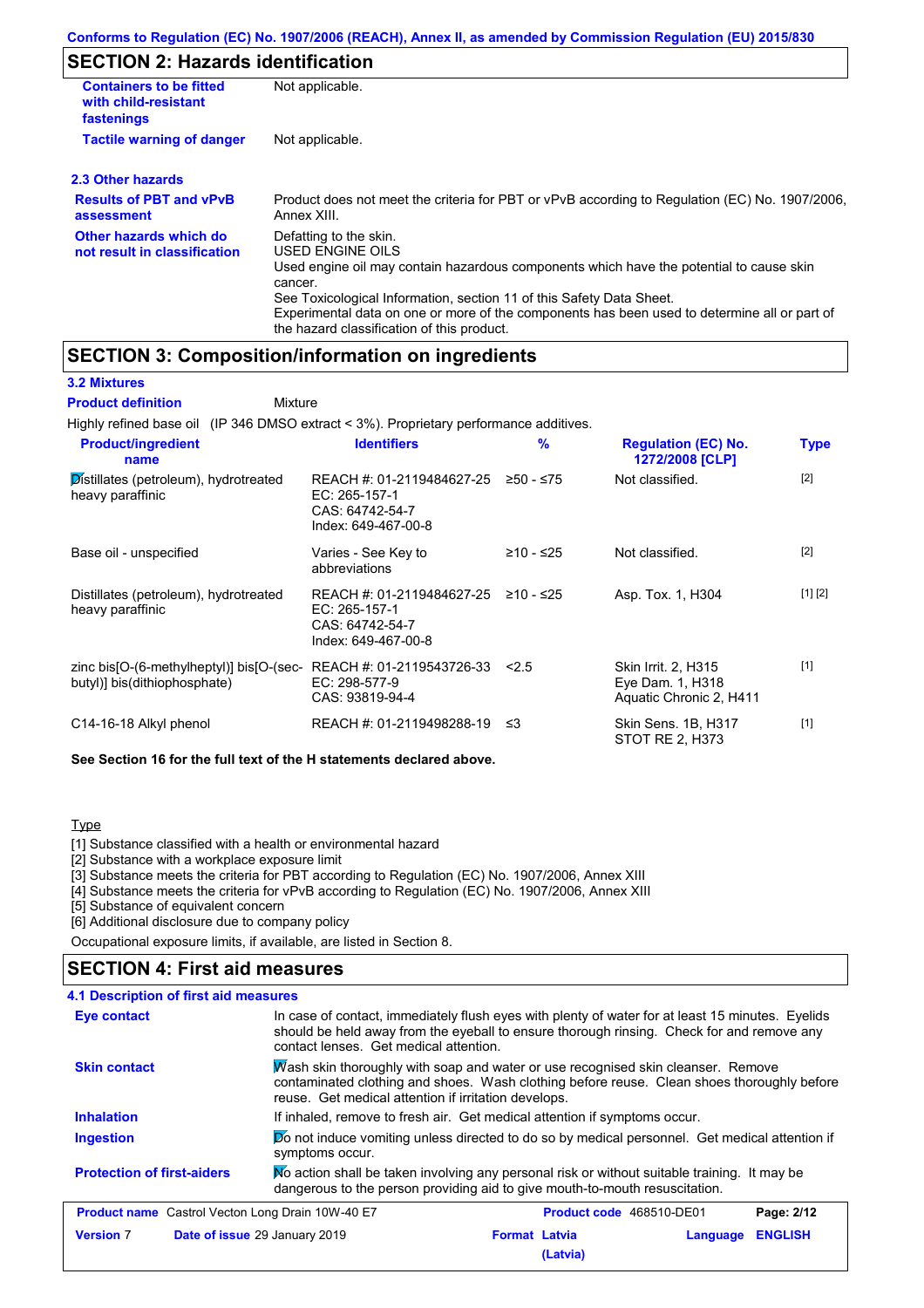Conforms to Regulation (EC) No. 1907/2006 (REACH), Annex II, as amended by Commission Regulation (EU) 2015/830

## SECTION 2: Hazards identification

| | |
|---|---|
| **Containers to be fitted with child-resistant fastenings** | Not applicable. |
| **Tactile warning of danger** | Not applicable. |

### 2.3 Other hazards

| | |
|---|---|
| **Results of PBT and vPvB assessment** | Product does not meet the criteria for PBT or vPvB according to Regulation (EC) No. 1907/2006, Annex XIII. |
| **Other hazards which do not result in classification** | Defatting to the skin.<br>USED ENGINE OILS<br>Used engine oil may contain hazardous components which have the potential to cause skin cancer.<br>See Toxicological Information, section 11 of this Safety Data Sheet.<br>Experimental data on one or more of the components has been used to determine all or part of the hazard classification of this product. |

## SECTION 3: Composition/information on ingredients

### 3.2 Mixtures

**Product definition** Mixture

Highly refined base oil (IP 346 DMSO extract < 3%). Proprietary performance additives.

| Product/ingredient name | Identifiers | % | Regulation (EC) No. 1272/2008 [CLP] | Type |
|---|---|---|---|---|
| Distillates (petroleum), hydrotreated heavy paraffinic | REACH #: 01-2119484627-25<br>EC: 265-157-1<br>CAS: 64742-54-7<br>Index: 649-467-00-8 | ≥50 - ≤75 | Not classified. | [2] |
| Base oil - unspecified | Varies - See Key to abbreviations | ≥10 - ≤25 | Not classified. | [2] |
| Distillates (petroleum), hydrotreated heavy paraffinic | REACH #: 01-2119484627-25<br>EC: 265-157-1<br>CAS: 64742-54-7<br>Index: 649-467-00-8 | ≥10 - ≤25 | Asp. Tox. 1, H304 | [1] [2] |
| zinc bis[O-(6-methylheptyl)] bis[O-(sec-butyl)] bis(dithiophosphate) | REACH #: 01-2119543726-33<br>EC: 298-577-9<br>CAS: 93819-94-4 | <2.5 | Skin Irrit. 2, H315<br>Eye Dam. 1, H318<br>Aquatic Chronic 2, H411 | [1] |
| C14-16-18 Alkyl phenol | REACH #: 01-2119498288-19 | ≤3 | Skin Sens. 1B, H317<br>STOT RE 2, H373 | [1] |

**See Section 16 for the full text of the H statements declared above.**

Type

[1] Substance classified with a health or environmental hazard
[2] Substance with a workplace exposure limit
[3] Substance meets the criteria for PBT according to Regulation (EC) No. 1907/2006, Annex XIII
[4] Substance meets the criteria for vPvB according to Regulation (EC) No. 1907/2006, Annex XIII
[5] Substance of equivalent concern
[6] Additional disclosure due to company policy

Occupational exposure limits, if available, are listed in Section 8.

## SECTION 4: First aid measures

### 4.1 Description of first aid measures

| | |
|---|---|
| **Eye contact** | In case of contact, immediately flush eyes with plenty of water for at least 15 minutes. Eyelids should be held away from the eyeball to ensure thorough rinsing. Check for and remove any contact lenses. Get medical attention. |
| **Skin contact** | Wash skin thoroughly with soap and water or use recognised skin cleanser. Remove contaminated clothing and shoes. Wash clothing before reuse. Clean shoes thoroughly before reuse. Get medical attention if irritation develops. |
| **Inhalation** | If inhaled, remove to fresh air. Get medical attention if symptoms occur. |
| **Ingestion** | Do not induce vomiting unless directed to do so by medical personnel. Get medical attention if symptoms occur. |
| **Protection of first-aiders** | No action shall be taken involving any personal risk or without suitable training. It may be dangerous to the person providing aid to give mouth-to-mouth resuscitation. |

| | | | |
|---|---|---|---|
| **Product name** Castrol Vecton Long Drain 10W-40 E7 | | **Product code** 468510-DE01 | |
| **Version** 7 | **Date of issue** 29 January 2019 | **Format** Latvia (Latvia) | **Language** ENGLISH |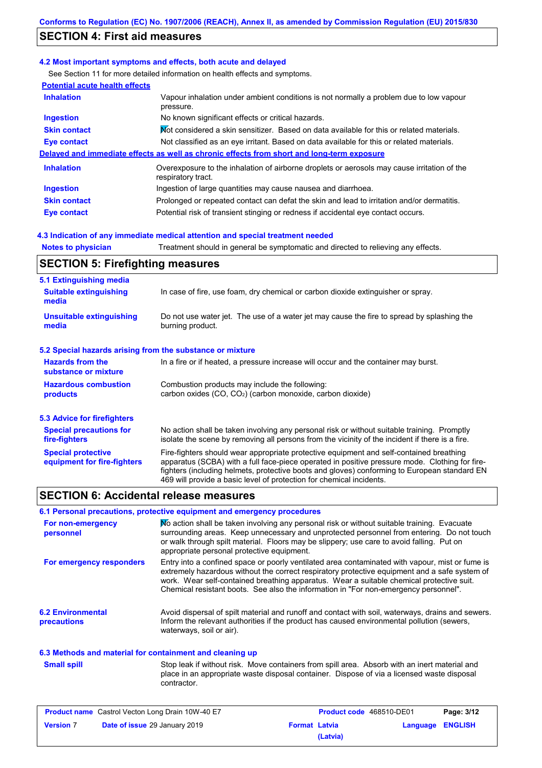## SECTION 4: First aid measures

### 4.2 Most important symptoms and effects, both acute and delayed

See Section 11 for more detailed information on health effects and symptoms.

**Potential acute health effects**

| | |
|---|---|
| **Inhalation** | Vapour inhalation under ambient conditions is not normally a problem due to low vapour pressure. |
| **Ingestion** | No known significant effects or critical hazards. |
| **Skin contact** | Not considered a skin sensitizer. Based on data available for this or related materials. |
| **Eye contact** | Not classified as an eye irritant. Based on data available for this or related materials. |

**Delayed and immediate effects as well as chronic effects from short and long-term exposure**

| | |
|---|---|
| **Inhalation** | Overexposure to the inhalation of airborne droplets or aerosols may cause irritation of the respiratory tract. |
| **Ingestion** | Ingestion of large quantities may cause nausea and diarrhoea. |
| **Skin contact** | Prolonged or repeated contact can defat the skin and lead to irritation and/or dermatitis. |
| **Eye contact** | Potential risk of transient stinging or redness if accidental eye contact occurs. |

### 4.3 Indication of any immediate medical attention and special treatment needed

| | |
|---|---|
| **Notes to physician** | Treatment should in general be symptomatic and directed to relieving any effects. |

## SECTION 5: Firefighting measures

### 5.1 Extinguishing media

| | |
|---|---|
| **Suitable extinguishing media** | In case of fire, use foam, dry chemical or carbon dioxide extinguisher or spray. |
| **Unsuitable extinguishing media** | Do not use water jet. The use of a water jet may cause the fire to spread by splashing the burning product. |

### 5.2 Special hazards arising from the substance or mixture

| | |
|---|---|
| **Hazards from the substance or mixture** | In a fire or if heated, a pressure increase will occur and the container may burst. |
| **Hazardous combustion products** | Combustion products may include the following: carbon oxides (CO, $CO_2$) (carbon monoxide, carbon dioxide) |

### 5.3 Advice for firefighters

| | |
|---|---|
| **Special precautions for fire-fighters** | No action shall be taken involving any personal risk or without suitable training. Promptly isolate the scene by removing all persons from the vicinity of the incident if there is a fire. |
| **Special protective equipment for fire-fighters** | Fire-fighters should wear appropriate protective equipment and self-contained breathing apparatus (SCBA) with a full face-piece operated in positive pressure mode. Clothing for fire-fighters (including helmets, protective boots and gloves) conforming to European standard EN 469 will provide a basic level of protection for chemical incidents. |

## SECTION 6: Accidental release measures

### 6.1 Personal precautions, protective equipment and emergency procedures

| | |
|---|---|
| **For non-emergency personnel** | No action shall be taken involving any personal risk or without suitable training. Evacuate surrounding areas. Keep unnecessary and unprotected personnel from entering. Do not touch or walk through spilt material. Floors may be slippery; use care to avoid falling. Put on appropriate personal protective equipment. |
| **For emergency responders** | Entry into a confined space or poorly ventilated area contaminated with vapour, mist or fume is extremely hazardous without the correct respiratory protective equipment and a safe system of work. Wear self-contained breathing apparatus. Wear a suitable chemical protective suit. Chemical resistant boots. See also the information in "For non-emergency personnel". |

| | |
|---|---|
| **6.2 Environmental precautions** | Avoid dispersal of spilt material and runoff and contact with soil, waterways, drains and sewers. Inform the relevant authorities if the product has caused environmental pollution (sewers, waterways, soil or air). |

### 6.3 Methods and material for containment and cleaning up

| | |
|---|---|
| **Small spill** | Stop leak if without risk. Move containers from spill area. Absorb with an inert material and place in an appropriate waste disposal container. Dispose of via a licensed waste disposal contractor. |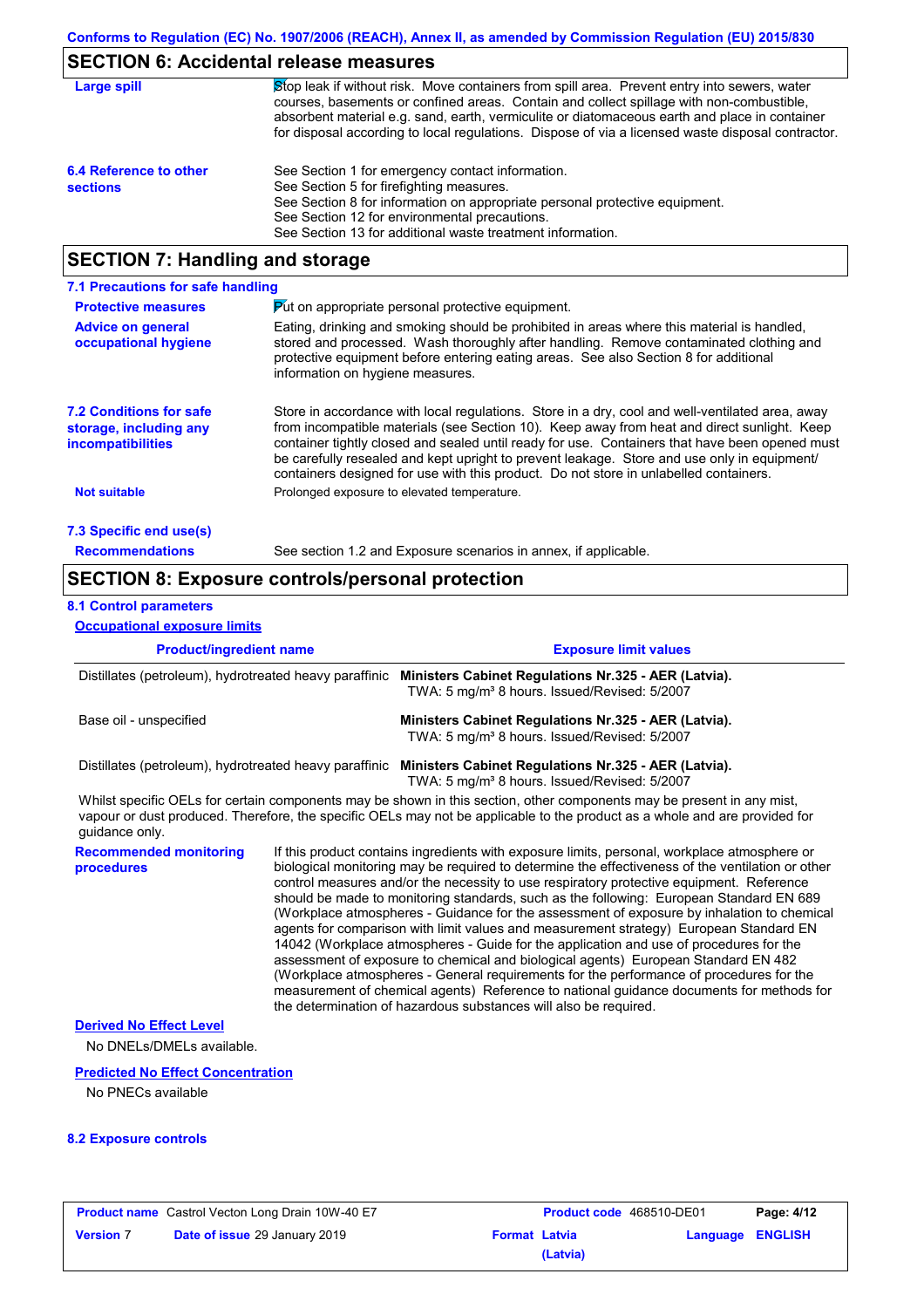## SECTION 6: Accidental release measures

**Large spill**

Stop leak if without risk. Move containers from spill area. Prevent entry into sewers, water courses, basements or confined areas. Contain and collect spillage with non-combustible, absorbent material e.g. sand, earth, vermiculite or diatomaceous earth and place in container for disposal according to local regulations. Dispose of via a licensed waste disposal contractor.

**6.4 Reference to other sections**

See Section 1 for emergency contact information.
See Section 5 for firefighting measures.
See Section 8 for information on appropriate personal protective equipment.
See Section 12 for environmental precautions.
See Section 13 for additional waste treatment information.

## SECTION 7: Handling and storage

### 7.1 Precautions for safe handling

**Protective measures**

Put on appropriate personal protective equipment.

**Advice on general occupational hygiene**

Eating, drinking and smoking should be prohibited in areas where this material is handled, stored and processed. Wash thoroughly after handling. Remove contaminated clothing and protective equipment before entering eating areas. See also Section 8 for additional information on hygiene measures.

### 7.2 Conditions for safe storage, including any incompatibilities

Store in accordance with local regulations. Store in a dry, cool and well-ventilated area, away from incompatible materials (see Section 10). Keep away from heat and direct sunlight. Keep container tightly closed and sealed until ready for use. Containers that have been opened must be carefully resealed and kept upright to prevent leakage. Store and use only in equipment/containers designed for use with this product. Do not store in unlabelled containers.

**Not suitable**

Prolonged exposure to elevated temperature.

### 7.3 Specific end use(s)

**Recommendations**

See section 1.2 and Exposure scenarios in annex, if applicable.

## SECTION 8: Exposure controls/personal protection

### 8.1 Control parameters

**Occupational exposure limits**

| Product/ingredient name | Exposure limit values |
|---|---|
| Distillates (petroleum), hydrotreated heavy paraffinic | **Ministers Cabinet Regulations Nr.325 - AER (Latvia).** TWA: 5 mg/m³ 8 hours. Issued/Revised: 5/2007 |
| Base oil - unspecified | **Ministers Cabinet Regulations Nr.325 - AER (Latvia).** TWA: 5 mg/m³ 8 hours. Issued/Revised: 5/2007 |
| Distillates (petroleum), hydrotreated heavy paraffinic | **Ministers Cabinet Regulations Nr.325 - AER (Latvia).** TWA: 5 mg/m³ 8 hours. Issued/Revised: 5/2007 |

Whilst specific OELs for certain components may be shown in this section, other components may be present in any mist, vapour or dust produced. Therefore, the specific OELs may not be applicable to the product as a whole and are provided for guidance only.

**Recommended monitoring procedures**

If this product contains ingredients with exposure limits, personal, workplace atmosphere or biological monitoring may be required to determine the effectiveness of the ventilation or other control measures and/or the necessity to use respiratory protective equipment. Reference should be made to monitoring standards, such as the following: European Standard EN 689 (Workplace atmospheres - Guidance for the assessment of exposure by inhalation to chemical agents for comparison with limit values and measurement strategy) European Standard EN 14042 (Workplace atmospheres - Guide for the application and use of procedures for the assessment of exposure to chemical and biological agents) European Standard EN 482 (Workplace atmospheres - General requirements for the performance of procedures for the measurement of chemical agents) Reference to national guidance documents for methods for the determination of hazardous substances will also be required.

**Derived No Effect Level**

No DNELs/DMELs available.

**Predicted No Effect Concentration**

No PNECs available

### 8.2 Exposure controls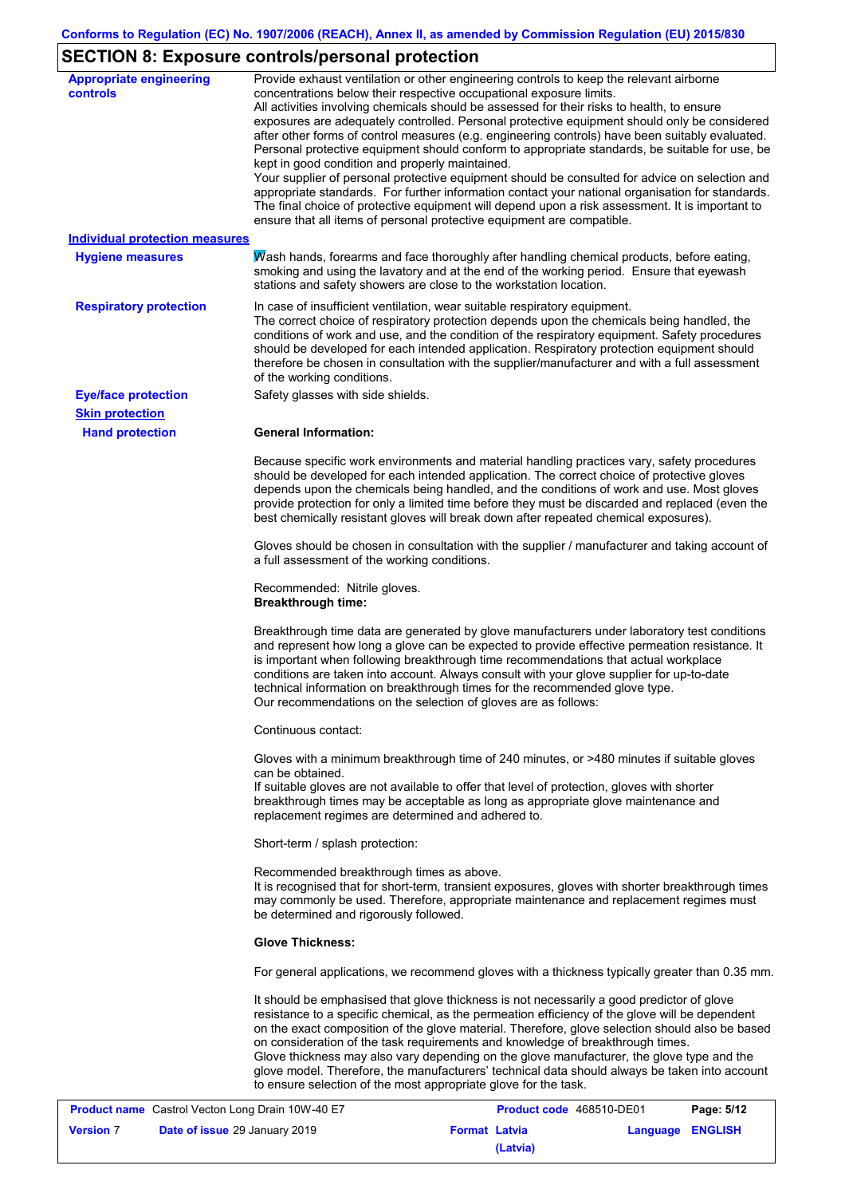## SECTION 8: Exposure controls/personal protection

**Appropriate engineering controls**

Provide exhaust ventilation or other engineering controls to keep the relevant airborne concentrations below their respective occupational exposure limits.
All activities involving chemicals should be assessed for their risks to health, to ensure exposures are adequately controlled. Personal protective equipment should only be considered after other forms of control measures (e.g. engineering controls) have been suitably evaluated. Personal protective equipment should conform to appropriate standards, be suitable for use, be kept in good condition and properly maintained.
Your supplier of personal protective equipment should be consulted for advice on selection and appropriate standards. For further information contact your national organisation for standards. The final choice of protective equipment will depend upon a risk assessment. It is important to ensure that all items of personal protective equipment are compatible.

**Individual protection measures**

**Hygiene measures**

Wash hands, forearms and face thoroughly after handling chemical products, before eating, smoking and using the lavatory and at the end of the working period. Ensure that eyewash stations and safety showers are close to the workstation location.

**Respiratory protection**

In case of insufficient ventilation, wear suitable respiratory equipment.
The correct choice of respiratory protection depends upon the chemicals being handled, the conditions of work and use, and the condition of the respiratory equipment. Safety procedures should be developed for each intended application. Respiratory protection equipment should therefore be chosen in consultation with the supplier/manufacturer and with a full assessment of the working conditions.

**Eye/face protection**

Safety glasses with side shields.

**Skin protection**

**Hand protection**

**General Information:**

Because specific work environments and material handling practices vary, safety procedures should be developed for each intended application. The correct choice of protective gloves depends upon the chemicals being handled, and the conditions of work and use. Most gloves provide protection for only a limited time before they must be discarded and replaced (even the best chemically resistant gloves will break down after repeated chemical exposures).

Gloves should be chosen in consultation with the supplier / manufacturer and taking account of a full assessment of the working conditions.

Recommended: Nitrile gloves.
**Breakthrough time:**

Breakthrough time data are generated by glove manufacturers under laboratory test conditions and represent how long a glove can be expected to provide effective permeation resistance. It is important when following breakthrough time recommendations that actual workplace conditions are taken into account. Always consult with your glove supplier for up-to-date technical information on breakthrough times for the recommended glove type.
Our recommendations on the selection of gloves are as follows:

Continuous contact:

Gloves with a minimum breakthrough time of 240 minutes, or >480 minutes if suitable gloves can be obtained.
If suitable gloves are not available to offer that level of protection, gloves with shorter breakthrough times may be acceptable as long as appropriate glove maintenance and replacement regimes are determined and adhered to.

Short-term / splash protection:

Recommended breakthrough times as above.
It is recognised that for short-term, transient exposures, gloves with shorter breakthrough times may commonly be used. Therefore, appropriate maintenance and replacement regimes must be determined and rigorously followed.

**Glove Thickness:**

For general applications, we recommend gloves with a thickness typically greater than 0.35 mm.

It should be emphasised that glove thickness is not necessarily a good predictor of glove resistance to a specific chemical, as the permeation efficiency of the glove will be dependent on the exact composition of the glove material. Therefore, glove selection should also be based on consideration of the task requirements and knowledge of breakthrough times.
Glove thickness may also vary depending on the glove manufacturer, the glove type and the glove model. Therefore, the manufacturers' technical data should always be taken into account to ensure selection of the most appropriate glove for the task.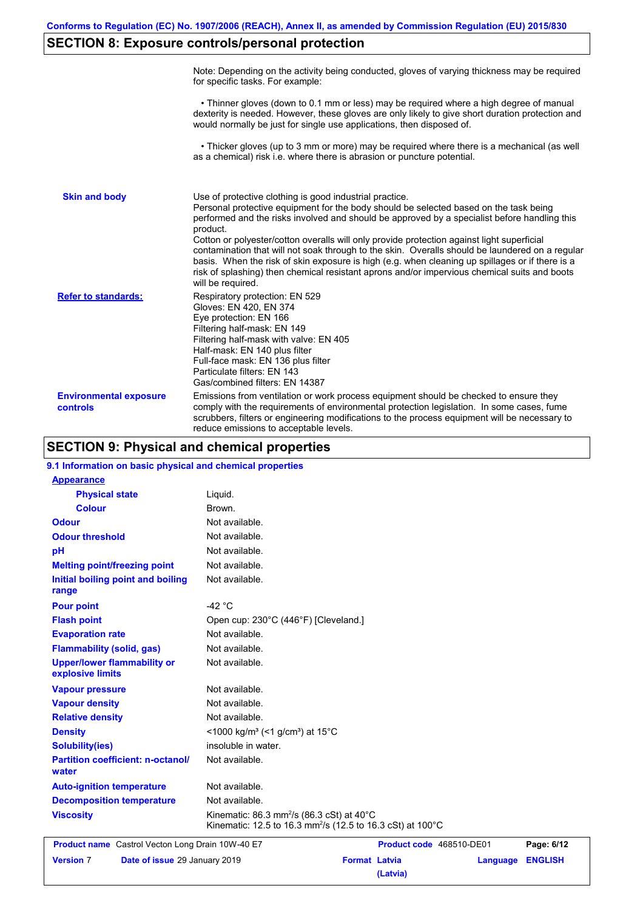## SECTION 8: Exposure controls/personal protection

Note: Depending on the activity being conducted, gloves of varying thickness may be required for specific tasks. For example:

• Thinner gloves (down to 0.1 mm or less) may be required where a high degree of manual dexterity is needed. However, these gloves are only likely to give short duration protection and would normally be just for single use applications, then disposed of.

• Thicker gloves (up to 3 mm or more) may be required where there is a mechanical (as well as a chemical) risk i.e. where there is abrasion or puncture potential.

**Skin and body**

Use of protective clothing is good industrial practice.
Personal protective equipment for the body should be selected based on the task being performed and the risks involved and should be approved by a specialist before handling this product.
Cotton or polyester/cotton overalls will only provide protection against light superficial contamination that will not soak through to the skin. Overalls should be laundered on a regular basis. When the risk of skin exposure is high (e.g. when cleaning up spillages or if there is a risk of splashing) then chemical resistant aprons and/or impervious chemical suits and boots will be required.

**Refer to standards:**

Respiratory protection: EN 529
Gloves: EN 420, EN 374
Eye protection: EN 166
Filtering half-mask: EN 149
Filtering half-mask with valve: EN 405
Half-mask: EN 140 plus filter
Full-face mask: EN 136 plus filter
Particulate filters: EN 143
Gas/combined filters: EN 14387

**Environmental exposure controls**

Emissions from ventilation or work process equipment should be checked to ensure they comply with the requirements of environmental protection legislation. In some cases, fume scrubbers, filters or engineering modifications to the process equipment will be necessary to reduce emissions to acceptable levels.

## SECTION 9: Physical and chemical properties

### 9.1 Information on basic physical and chemical properties

**Appearance**

| | |
|---|---|
| Physical state | Liquid. |
| Colour | Brown. |
| Odour | Not available. |
| Odour threshold | Not available. |
| pH | Not available. |
| Melting point/freezing point | Not available. |
| Initial boiling point and boiling range | Not available. |
| Pour point | -42 °C |
| Flash point | Open cup: 230°C (446°F) [Cleveland.] |
| Evaporation rate | Not available. |
| Flammability (solid, gas) | Not available. |
| Upper/lower flammability or explosive limits | Not available. |
| Vapour pressure | Not available. |
| Vapour density | Not available. |
| Relative density | Not available. |
| Density | <1000 kg/m³ (<1 g/cm³) at 15°C |
| Solubility(ies) | insoluble in water. |
| Partition coefficient: n-octanol/ water | Not available. |
| Auto-ignition temperature | Not available. |
| Decomposition temperature | Not available. |
| Viscosity | Kinematic: 86.3 mm$^2$/s (86.3 cSt) at 40°C<br>Kinematic: 12.5 to 16.3 mm$^2$/s (12.5 to 16.3 cSt) at 100°C |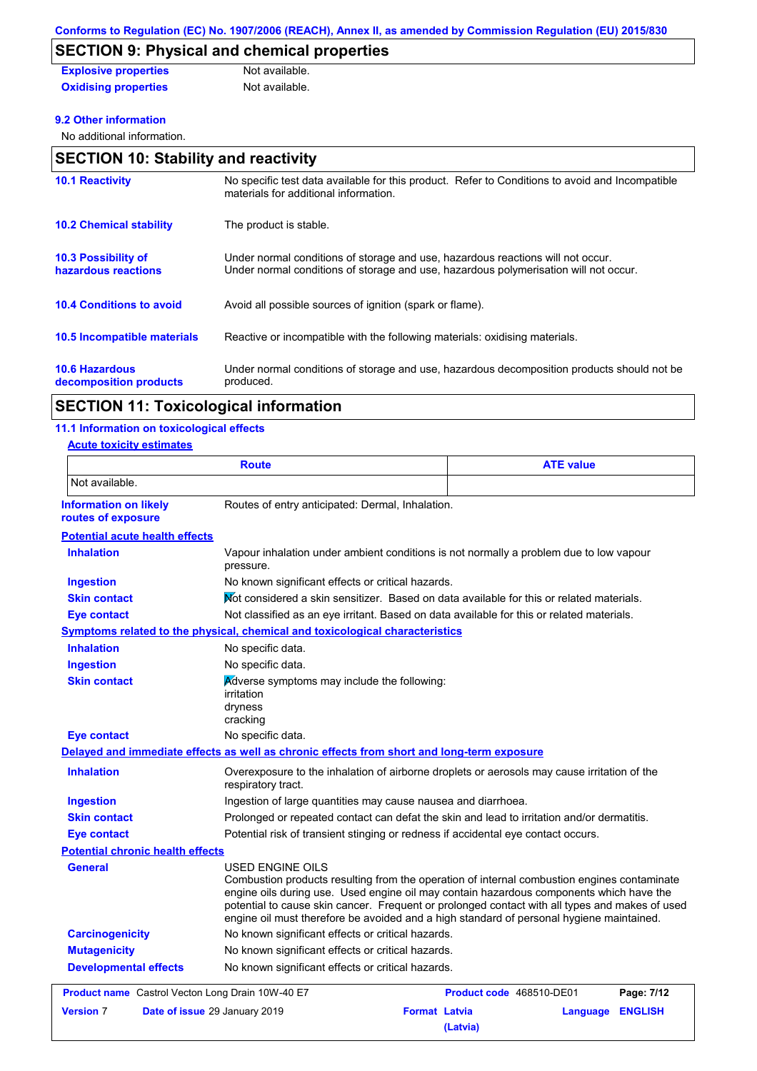## SECTION 9: Physical and chemical properties

**Explosive properties** Not available.

**Oxidising properties** Not available.

**9.2 Other information**

No additional information.

## SECTION 10: Stability and reactivity

**10.1 Reactivity**
No specific test data available for this product. Refer to Conditions to avoid and Incompatible materials for additional information.

**10.2 Chemical stability**
The product is stable.

**10.3 Possibility of hazardous reactions**
Under normal conditions of storage and use, hazardous reactions will not occur.
Under normal conditions of storage and use, hazardous polymerisation will not occur.

**10.4 Conditions to avoid**
Avoid all possible sources of ignition (spark or flame).

**10.5 Incompatible materials**
Reactive or incompatible with the following materials: oxidising materials.

**10.6 Hazardous decomposition products**
Under normal conditions of storage and use, hazardous decomposition products should not be produced.

## SECTION 11: Toxicological information

**11.1 Information on toxicological effects**

**Acute toxicity estimates**

| Route | ATE value |
|---|---|
| Not available. | |

**Information on likely routes of exposure**
Routes of entry anticipated: Dermal, Inhalation.

**Potential acute health effects**

**Inhalation**: Vapour inhalation under ambient conditions is not normally a problem due to low vapour pressure.

**Ingestion**: No known significant effects or critical hazards.

**Skin contact**: Not considered a skin sensitizer. Based on data available for this or related materials.

**Eye contact**: Not classified as an eye irritant. Based on data available for this or related materials.

**Symptoms related to the physical, chemical and toxicological characteristics**

**Inhalation**: No specific data.

**Ingestion**: No specific data.

**Skin contact**: Adverse symptoms may include the following:
irritation
dryness
cracking

**Eye contact**: No specific data.

**Delayed and immediate effects as well as chronic effects from short and long-term exposure**

**Inhalation**: Overexposure to the inhalation of airborne droplets or aerosols may cause irritation of the respiratory tract.

**Ingestion**: Ingestion of large quantities may cause nausea and diarrhoea.

**Skin contact**: Prolonged or repeated contact can defat the skin and lead to irritation and/or dermatitis.

**Eye contact**: Potential risk of transient stinging or redness if accidental eye contact occurs.

**Potential chronic health effects**

**General**: USED ENGINE OILS
Combustion products resulting from the operation of internal combustion engines contaminate engine oils during use. Used engine oil may contain hazardous components which have the potential to cause skin cancer. Frequent or prolonged contact with all types and makes of used engine oil must therefore be avoided and a high standard of personal hygiene maintained.

**Carcinogenicity**: No known significant effects or critical hazards.

**Mutagenicity**: No known significant effects or critical hazards.

**Developmental effects**: No known significant effects or critical hazards.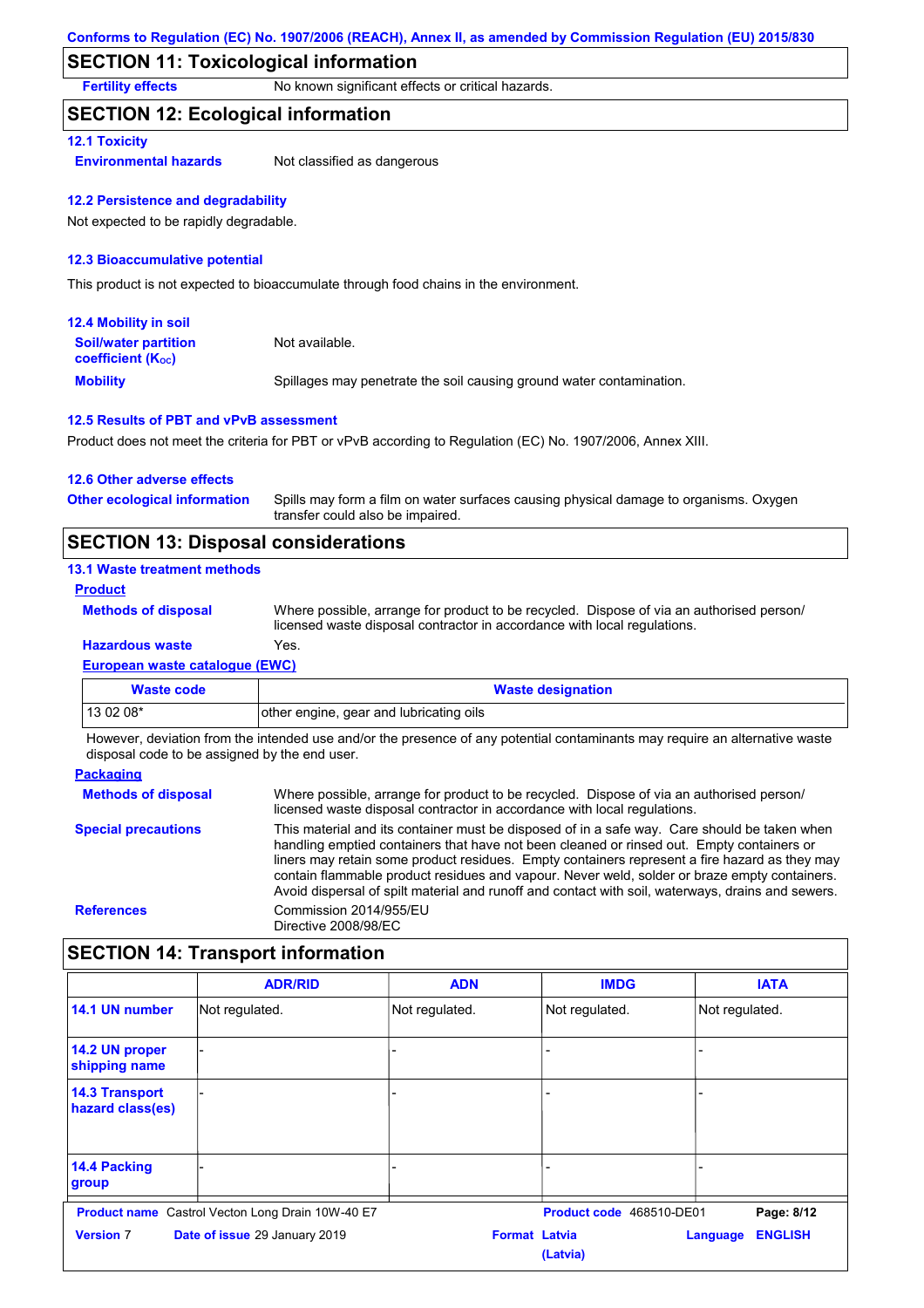## SECTION 11: Toxicological information

**Fertility effects** No known significant effects or critical hazards.

## SECTION 12: Ecological information

### 12.1 Toxicity

**Environmental hazards** Not classified as dangerous

### 12.2 Persistence and degradability

Not expected to be rapidly degradable.

### 12.3 Bioaccumulative potential

This product is not expected to bioaccumulate through food chains in the environment.

### 12.4 Mobility in soil

**Soil/water partition coefficient ($K_{OC}$)** Not available.

**Mobility** Spillages may penetrate the soil causing ground water contamination.

### 12.5 Results of PBT and vPvB assessment

Product does not meet the criteria for PBT or vPvB according to Regulation (EC) No. 1907/2006, Annex XIII.

### 12.6 Other adverse effects

**Other ecological information** Spills may form a film on water surfaces causing physical damage to organisms. Oxygen transfer could also be impaired.

## SECTION 13: Disposal considerations

### 13.1 Waste treatment methods

**Product**

**Methods of disposal** Where possible, arrange for product to be recycled. Dispose of via an authorised person/ licensed waste disposal contractor in accordance with local regulations.

**Hazardous waste** Yes.

**European waste catalogue (EWC)**

| Waste code | Waste designation |
|---|---|
| 13 02 08* | other engine, gear and lubricating oils |

However, deviation from the intended use and/or the presence of any potential contaminants may require an alternative waste disposal code to be assigned by the end user.

**Packaging**

**Methods of disposal** Where possible, arrange for product to be recycled. Dispose of via an authorised person/ licensed waste disposal contractor in accordance with local regulations.

**Special precautions** This material and its container must be disposed of in a safe way. Care should be taken when handling emptied containers that have not been cleaned or rinsed out. Empty containers or liners may retain some product residues. Empty containers represent a fire hazard as they may contain flammable product residues and vapour. Never weld, solder or braze empty containers. Avoid dispersal of spilt material and runoff and contact with soil, waterways, drains and sewers.

**References** Commission 2014/955/EU
Directive 2008/98/EC

## SECTION 14: Transport information

| | ADR/RID | ADN | IMDG | IATA |
|---|---|---|---|---|
| 14.1 UN number | Not regulated. | Not regulated. | Not regulated. | Not regulated. |
| 14.2 UN proper shipping name | - | - | - | - |
| 14.3 Transport hazard class(es) | - | - | - | - |
| 14.4 Packing group | - | - | - | - |

**Product name** Castrol Vecton Long Drain 10W-40 E7 **Product code** 468510-DE01
**Version** 7 **Date of issue** 29 January 2019 **Format** Latvia (Latvia) **Language** ENGLISH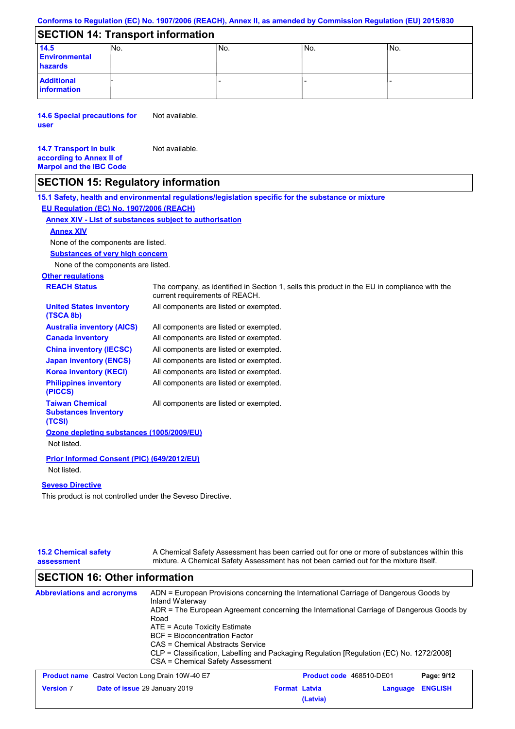Conforms to Regulation (EC) No. 1907/2006 (REACH), Annex II, as amended by Commission Regulation (EU) 2015/830

## SECTION 14: Transport information

| | | | | |
|---|---|---|---|---|
| **14.5 Environmental hazards** | No. | No. | No. | No. |
| **Additional information** | - | - | - | - |

**14.6 Special precautions for user** Not available.

**14.7 Transport in bulk according to Annex II of Marpol and the IBC Code** Not available.

## SECTION 15: Regulatory information

**15.1 Safety, health and environmental regulations/legislation specific for the substance or mixture**

**EU Regulation (EC) No. 1907/2006 (REACH)**

**Annex XIV - List of substances subject to authorisation**

**Annex XIV**

None of the components are listed.

**Substances of very high concern**

None of the components are listed.

**Other regulations**

| | |
|---|---|
| **REACH Status** | The company, as identified in Section 1, sells this product in the EU in compliance with the current requirements of REACH. |
| **United States inventory (TSCA 8b)** | All components are listed or exempted. |
| **Australia inventory (AICS)** | All components are listed or exempted. |
| **Canada inventory** | All components are listed or exempted. |
| **China inventory (IECSC)** | All components are listed or exempted. |
| **Japan inventory (ENCS)** | All components are listed or exempted. |
| **Korea inventory (KECI)** | All components are listed or exempted. |
| **Philippines inventory (PICCS)** | All components are listed or exempted. |
| **Taiwan Chemical Substances Inventory (TCSI)** | All components are listed or exempted. |

**Ozone depleting substances (1005/2009/EU)**

Not listed.

**Prior Informed Consent (PIC) (649/2012/EU)**

Not listed.

**Seveso Directive**

This product is not controlled under the Seveso Directive.

**15.2 Chemical safety assessment** A Chemical Safety Assessment has been carried out for one or more of substances within this mixture. A Chemical Safety Assessment has not been carried out for the mixture itself.

## SECTION 16: Other information

**Abbreviations and acronyms**

ADN = European Provisions concerning the International Carriage of Dangerous Goods by Inland Waterway
ADR = The European Agreement concerning the International Carriage of Dangerous Goods by Road
ATE = Acute Toxicity Estimate
BCF = Bioconcentration Factor
CAS = Chemical Abstracts Service
CLP = Classification, Labelling and Packaging Regulation [Regulation (EC) No. 1272/2008]
CSA = Chemical Safety Assessment

| | | | |
|---|---|---|---|
| **Product name** Castrol Vecton Long Drain 10W-40 E7 | | **Product code** 468510-DE01 | |
| **Version** 7 | **Date of issue** 29 January 2019 | **Format** Latvia (Latvia) | **Language** ENGLISH |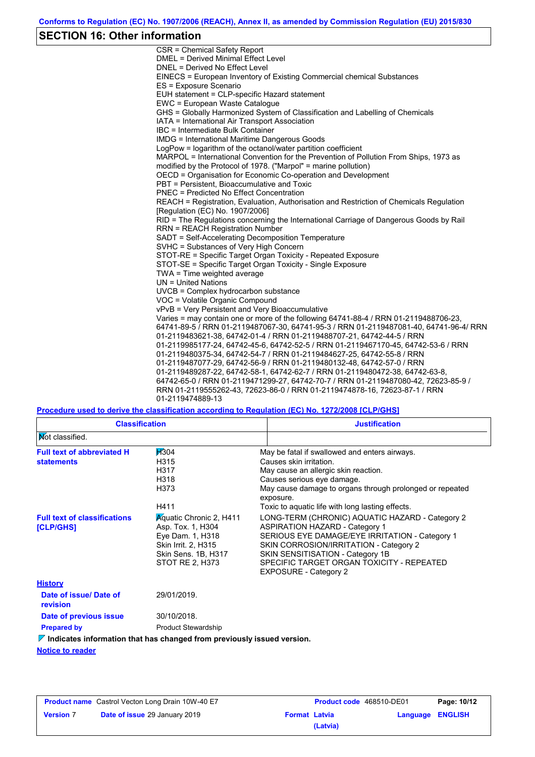## SECTION 16: Other information

CSR = Chemical Safety Report
DMEL = Derived Minimal Effect Level
DNEL = Derived No Effect Level
EINECS = European Inventory of Existing Commercial chemical Substances
ES = Exposure Scenario
EUH statement = CLP-specific Hazard statement
EWC = European Waste Catalogue
GHS = Globally Harmonized System of Classification and Labelling of Chemicals
IATA = International Air Transport Association
IBC = Intermediate Bulk Container
IMDG = International Maritime Dangerous Goods
LogPow = logarithm of the octanol/water partition coefficient
MARPOL = International Convention for the Prevention of Pollution From Ships, 1973 as modified by the Protocol of 1978. ("Marpol" = marine pollution)
OECD = Organisation for Economic Co-operation and Development
PBT = Persistent, Bioaccumulative and Toxic
PNEC = Predicted No Effect Concentration
REACH = Registration, Evaluation, Authorisation and Restriction of Chemicals Regulation [Regulation (EC) No. 1907/2006]
RID = The Regulations concerning the International Carriage of Dangerous Goods by Rail
RRN = REACH Registration Number
SADT = Self-Accelerating Decomposition Temperature
SVHC = Substances of Very High Concern
STOT-RE = Specific Target Organ Toxicity - Repeated Exposure
STOT-SE = Specific Target Organ Toxicity - Single Exposure
TWA = Time weighted average
UN = United Nations
UVCB = Complex hydrocarbon substance
VOC = Volatile Organic Compound
vPvB = Very Persistent and Very Bioaccumulative
Varies = may contain one or more of the following 64741-88-4 / RRN 01-2119488706-23, 64741-89-5 / RRN 01-2119487067-30, 64741-95-3 / RRN 01-2119487081-40, 64741-96-4/ RRN 01-2119483621-38, 64742-01-4 / RRN 01-2119488707-21, 64742-44-5 / RRN 01-2119985177-24, 64742-45-6, 64742-52-5 / RRN 01-2119467170-45, 64742-53-6 / RRN 01-2119480375-34, 64742-54-7 / RRN 01-2119484627-25, 64742-55-8 / RRN 01-2119487077-29, 64742-56-9 / RRN 01-2119480132-48, 64742-57-0 / RRN 01-2119489287-22, 64742-58-1, 64742-62-7 / RRN 01-2119480472-38, 64742-63-8, 64742-65-0 / RRN 01-2119471299-27, 64742-70-7 / RRN 01-2119487080-42, 72623-85-9 / RRN 01-2119555262-43, 72623-86-0 / RRN 01-2119474878-16, 72623-87-1 / RRN 01-2119474889-13

**Procedure used to derive the classification according to Regulation (EC) No. 1272/2008 [CLP/GHS]**

| Classification | Justification |
|---|---|
| Not classified. | |

**Full text of abbreviated H statements**

| | |
|---|---|
| H304 | May be fatal if swallowed and enters airways. |
| H315 | Causes skin irritation. |
| H317 | May cause an allergic skin reaction. |
| H318 | Causes serious eye damage. |
| H373 | May cause damage to organs through prolonged or repeated exposure. |
| H411 | Toxic to aquatic life with long lasting effects. |

**Full text of classifications [CLP/GHS]**

| | |
|---|---|
| Aquatic Chronic 2, H411 | LONG-TERM (CHRONIC) AQUATIC HAZARD - Category 2 |
| Asp. Tox. 1, H304 | ASPIRATION HAZARD - Category 1 |
| Eye Dam. 1, H318 | SERIOUS EYE DAMAGE/EYE IRRITATION - Category 1 |
| Skin Irrit. 2, H315 | SKIN CORROSION/IRRITATION - Category 2 |
| Skin Sens. 1B, H317 | SKIN SENSITISATION - Category 1B |
| STOT RE 2, H373 | SPECIFIC TARGET ORGAN TOXICITY - REPEATED EXPOSURE - Category 2 |

**History**

**Date of issue/ Date of revision** 29/01/2019.

**Date of previous issue** 30/10/2018.

**Prepared by** Product Stewardship

**Indicates information that has changed from previously issued version.**

**Notice to reader**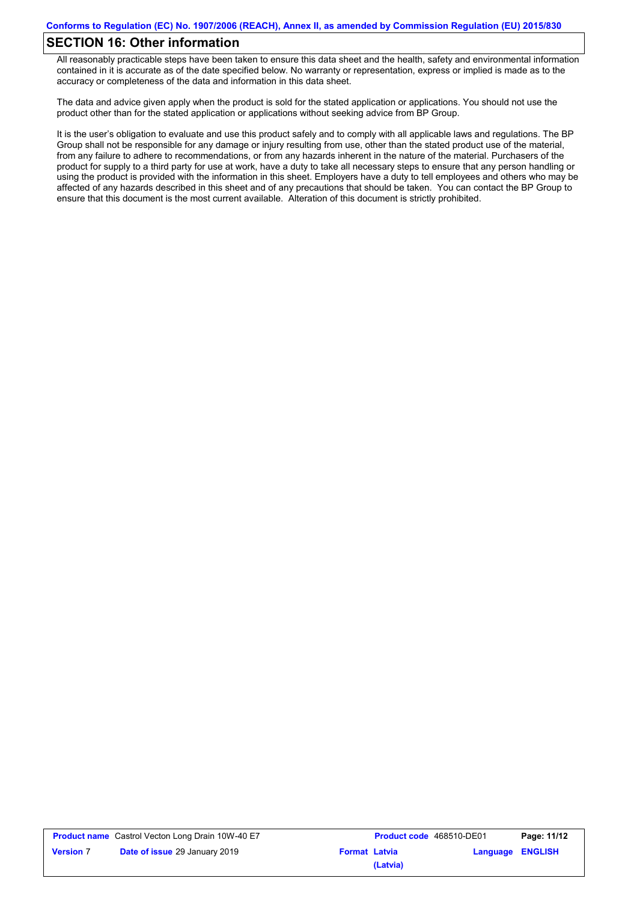## SECTION 16: Other information

All reasonably practicable steps have been taken to ensure this data sheet and the health, safety and environmental information contained in it is accurate as of the date specified below. No warranty or representation, express or implied is made as to the accuracy or completeness of the data and information in this data sheet.

The data and advice given apply when the product is sold for the stated application or applications. You should not use the product other than for the stated application or applications without seeking advice from BP Group.

It is the user's obligation to evaluate and use this product safely and to comply with all applicable laws and regulations. The BP Group shall not be responsible for any damage or injury resulting from use, other than the stated product use of the material, from any failure to adhere to recommendations, or from any hazards inherent in the nature of the material. Purchasers of the product for supply to a third party for use at work, have a duty to take all necessary steps to ensure that any person handling or using the product is provided with the information in this sheet. Employers have a duty to tell employees and others who may be affected of any hazards described in this sheet and of any precautions that should be taken. You can contact the BP Group to ensure that this document is the most current available. Alteration of this document is strictly prohibited.